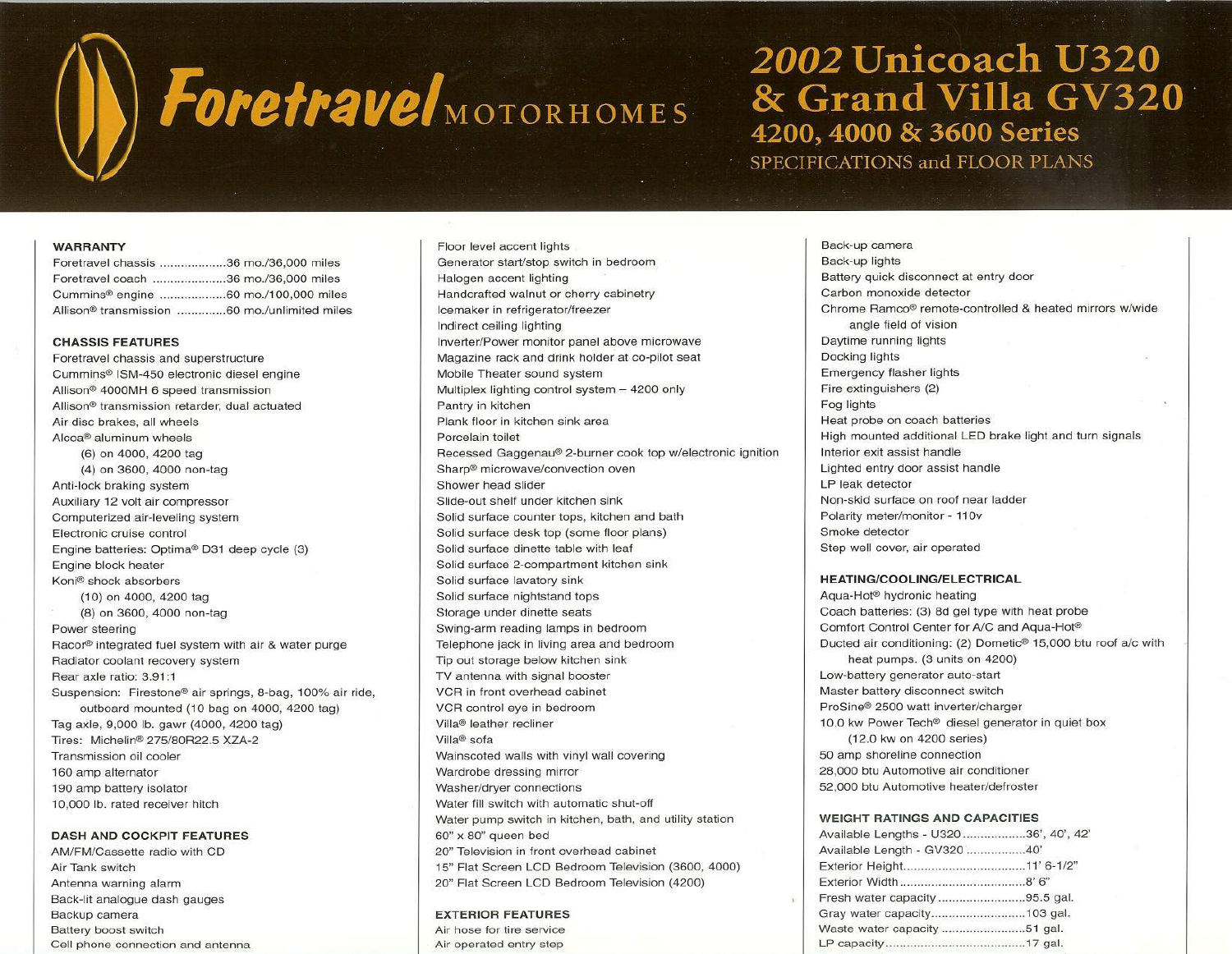# Foretravel MOTORHOMES

# 2002 Unicoach U320 & Grand Villa GV320

## 4200, 4000 & 3600 Series

SPECIFICATIONS and FLOOR PLANS

### WARRANTY

Foretravel chassis ..................36 mo./36,000 miles
Foretravel coach ....................36 mo./36,000 miles
Cummins® engine ..................60 mo./100,000 miles
Allison® transmission .............60 mo./unlimited miles

### CHASSIS FEATURES

Foretravel chassis and superstructure
Cummins® ISM-450 electronic diesel engine
Allison® 4000MH 6 speed transmission
Allison® transmission retarder, dual actuated
Air disc brakes, all wheels
Alcoa® aluminum wheels
 (6) on 4000, 4200 tag
 (4) on 3600, 4000 non-tag
Anti-lock braking system
Auxiliary 12 volt air compressor
Computerized air-leveling system
Electronic cruise control
Engine batteries: Optima® D31 deep cycle (3)
Engine block heater
Koni® shock absorbers
 (10) on 4000, 4200 tag
 (8) on 3600, 4000 non-tag
Power steering
Racor® integrated fuel system with air & water purge
Radiator coolant recovery system
Rear axle ratio: 3.91:1
Suspension: Firestone® air springs, 8-bag, 100% air ride, outboard mounted (10 bag on 4000, 4200 tag)
Tag axle, 9,000 lb. gawr (4000, 4200 tag)
Tires: Michelin® 275/80R22.5 XZA-2
Transmission oil cooler
160 amp alternator
190 amp battery isolator
10,000 lb. rated receiver hitch

### DASH AND COCKPIT FEATURES

AM/FM/Cassette radio with CD
Air Tank switch
Antenna warning alarm
Back-lit analogue dash gauges
Backup camera
Battery boost switch
Cell phone connection and antenna

Floor level accent lights
Generator start/stop switch in bedroom
Halogen accent lighting
Handcrafted walnut or cherry cabinetry
Icemaker in refrigerator/freezer
Indirect ceiling lighting
Inverter/Power monitor panel above microwave
Magazine rack and drink holder at co-pilot seat
Mobile Theater sound system
Multiplex lighting control system – 4200 only
Pantry in kitchen
Plank floor in kitchen sink area
Porcelain toilet
Recessed Gaggenau® 2-burner cook top w/electronic ignition
Sharp® microwave/convection oven
Shower head slider
Slide-out shelf under kitchen sink
Solid surface counter tops, kitchen and bath
Solid surface desk top (some floor plans)
Solid surface dinette table with leaf
Solid surface 2-compartment kitchen sink
Solid surface lavatory sink
Solid surface nightstand tops
Storage under dinette seats
Swing-arm reading lamps in bedroom
Telephone jack in living area and bedroom
Tip out storage below kitchen sink
TV antenna with signal booster
VCR in front overhead cabinet
VCR control eye in bedroom
Villa® leather recliner
Villa® sofa
Wainscoted walls with vinyl wall covering
Wardrobe dressing mirror
Washer/dryer connections
Water fill switch with automatic shut-off
Water pump switch in kitchen, bath, and utility station
60" x 80" queen bed
20" Television in front overhead cabinet
15" Flat Screen LCD Bedroom Television (3600, 4000)
20" Flat Screen LCD Bedroom Television (4200)

### EXTERIOR FEATURES

Air hose for tire service
Air operated entry step
Back-up camera
Back-up lights
Battery quick disconnect at entry door
Carbon monoxide detector
Chrome Ramco® remote-controlled & heated mirrors w/wide angle field of vision
Daytime running lights
Docking lights
Emergency flasher lights
Fire extinguishers (2)
Fog lights
Heat probe on coach batteries
High mounted additional LED brake light and turn signals
Interior exit assist handle
Lighted entry door assist handle
LP leak detector
Non-skid surface on roof near ladder
Polarity meter/monitor - 110v
Smoke detector
Step well cover, air operated

### HEATING/COOLING/ELECTRICAL

Aqua-Hot® hydronic heating
Coach batteries: (3) 8d gel type with heat probe
Comfort Control Center for A/C and Aqua-Hot®
Ducted air conditioning: (2) Dometic® 15,000 btu roof a/c with heat pumps. (3 units on 4200)
Low-battery generator auto-start
Master battery disconnect switch
ProSine® 2500 watt inverter/charger
10.0 kw Power Tech® diesel generator in quiet box (12.0 kw on 4200 series)
50 amp shoreline connection
28,000 btu Automotive air conditioner
52,000 btu Automotive heater/defroster

### WEIGHT RATINGS AND CAPACITIES

Available Lengths - U320 ..................36', 40', 42'
Available Length - GV320 ................40'
Exterior Height...................................11' 6-1/2"
Exterior Width ....................................8' 6"
Fresh water capacity .........................95.5 gal.
Gray water capacity...........................103 gal.
Waste water capacity .........................51 gal.
LP capacity.........................................17 gal.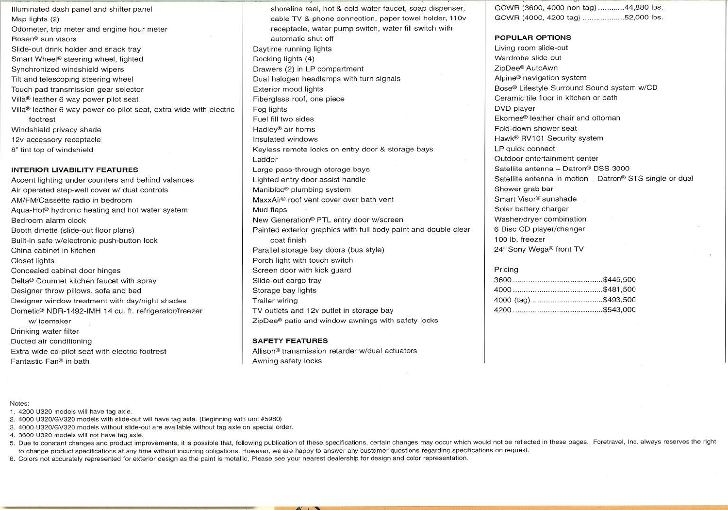Illuminated dash panel and shifter panel
Map lights (2)
Odometer, trip meter and engine hour meter
Rosen® sun visors
Slide-out drink holder and snack tray
Smart Wheel® steering wheel, lighted
Synchronized windshield wipers
Tilt and telescoping steering wheel
Touch pad transmission gear selector
Villa® leather 6 way power pilot seat
Villa® leather 6 way power co-pilot seat, extra wide with electric footrest
Windshield privacy shade
12v accessory receptacle
8" tint top of windshield

**INTERIOR LIVABILITY FEATURES**

Accent lighting under counters and behind valances
Air operated step-well cover w/ dual controls
AM/FM/Cassette radio in bedroom
Aqua-Hot® hydronic heating and hot water system
Bedroom alarm clock
Booth dinette (slide-out floor plans)
Built-in safe w/electronic push-button lock
China cabinet in kitchen
Closet lights
Concealed cabinet door hinges
Delta® Gourmet kitchen faucet with spray
Designer throw pillows, sofa and bed
Designer window treatment with day/night shades
Dometic® NDR-1492-IMH 14 cu. ft. refrigerator/freezer w/ icemaker
Drinking water filter
Ducted air conditioning
Extra wide co-pilot seat with electric footrest
Fantastic Fan® in bath

shoreline reel, hot & cold water faucet, soap dispenser, cable TV & phone connection, paper towel holder, 110v receptacle, water pump switch, water fill switch with automatic shut off
Daytime running lights
Docking lights (4)
Drawers (2) in LP compartment
Dual halogen headlamps with turn signals
Exterior mood lights
Fiberglass roof, one piece
Fog lights
Fuel fill two sides
Hadley® air horns
Insulated windows
Keyless remote locks on entry door & storage bays
Ladder
Large pass-through storage bays
Lighted entry door assist handle
Manibloc® plumbing system
MaxxAir® roof vent cover over bath vent
Mud flaps
New Generation® PTL entry door w/screen
Painted exterior graphics with full body paint and double clear coat finish
Parallel storage bay doors (bus style)
Porch light with touch switch
Screen door with kick guard
Slide-out cargo tray
Storage bay lights
Trailer wiring
TV outlets and 12v outlet in storage bay
ZipDee® patio and window awnings with safety locks

**SAFETY FEATURES**

Allison® transmission retarder w/dual actuators
Awning safety locks

GCWR (3600, 4000 non-tag) ............44,880 lbs.
GCWR (4000, 4200 tag) ...................52,000 lbs.

**POPULAR OPTIONS**

Living room slide-out
Wardrobe slide-out
ZipDee® AutoAwn
Alpine® navigation system
Bose® Lifestyle Surround Sound system w/CD
Ceramic tile floor in kitchen or bath
DVD player
Ekornes® leather chair and ottoman
Fold-down shower seat
Hawk® RV101 Security system
LP quick connect
Outdoor entertainment center
Satellite antenna – Datron® DSS 3000
Satellite antenna in motion – Datron® STS single or dual
Shower grab bar
Smart Visor® sunshade
Solar battery charger
Washer/dryer combination
6 Disc CD player/changer
100 lb. freezer
24" Sony Wega® front TV

Pricing
3600 ........................................$445,500
4000 ........................................$481,500
4000 (tag) ................................$493,500
4200 ........................................$543,000

Notes:
1. 4200 U320 models will have tag axle.
2. 4000 U320/GV320 models with slide-out will have tag axle. (Beginning with unit #5980)
3. 4000 U320/GV320 models without slide-out are available without tag axle on special order.
4. 3600 U320 models will not have tag axle.
5. Due to constant changes and product improvements, it is possible that, following publication of these specifications, certain changes may occur which would not be reflected in these pages. Foretravel, Inc. always reserves the right to change product specifications at any time without incurring obligations. However, we are happy to answer any customer questions regarding specifications on request.
6. Colors not accurately represented for exterior design as the paint is metallic. Please see your nearest dealership for design and color representation.